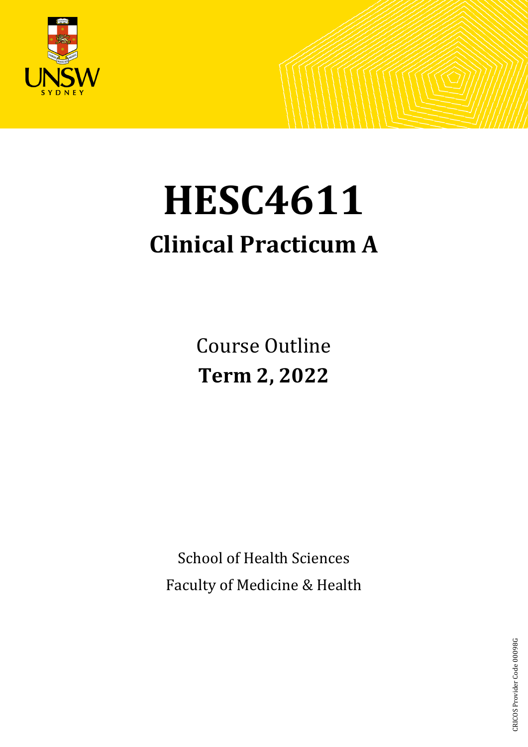# HESC4611

## Clinical Practicum A

Course Outline

**Term 2, 2022**

School of Health Sciences

Faculty of Medicine & Health

CRICOS Provider Code 00098G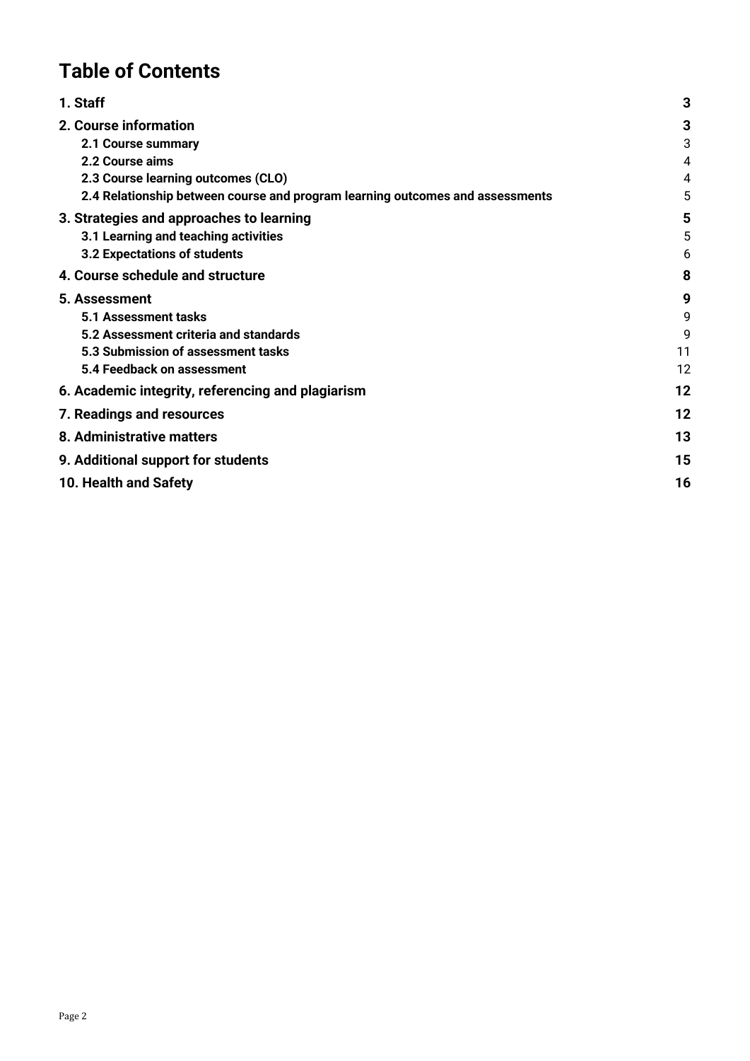# Table of Contents

| | |
|---|---|
| **1. Staff** | **3** |
| **2. Course information** | **3** |
| **2.1 Course summary** | 3 |
| **2.2 Course aims** | 4 |
| **2.3 Course learning outcomes (CLO)** | 4 |
| **2.4 Relationship between course and program learning outcomes and assessments** | 5 |
| **3. Strategies and approaches to learning** | **5** |
| **3.1 Learning and teaching activities** | 5 |
| **3.2 Expectations of students** | 6 |
| **4. Course schedule and structure** | **8** |
| **5. Assessment** | **9** |
| **5.1 Assessment tasks** | 9 |
| **5.2 Assessment criteria and standards** | 9 |
| **5.3 Submission of assessment tasks** | 11 |
| **5.4 Feedback on assessment** | 12 |
| **6. Academic integrity, referencing and plagiarism** | **12** |
| **7. Readings and resources** | **12** |
| **8. Administrative matters** | **13** |
| **9. Additional support for students** | **15** |
| **10. Health and Safety** | **16** |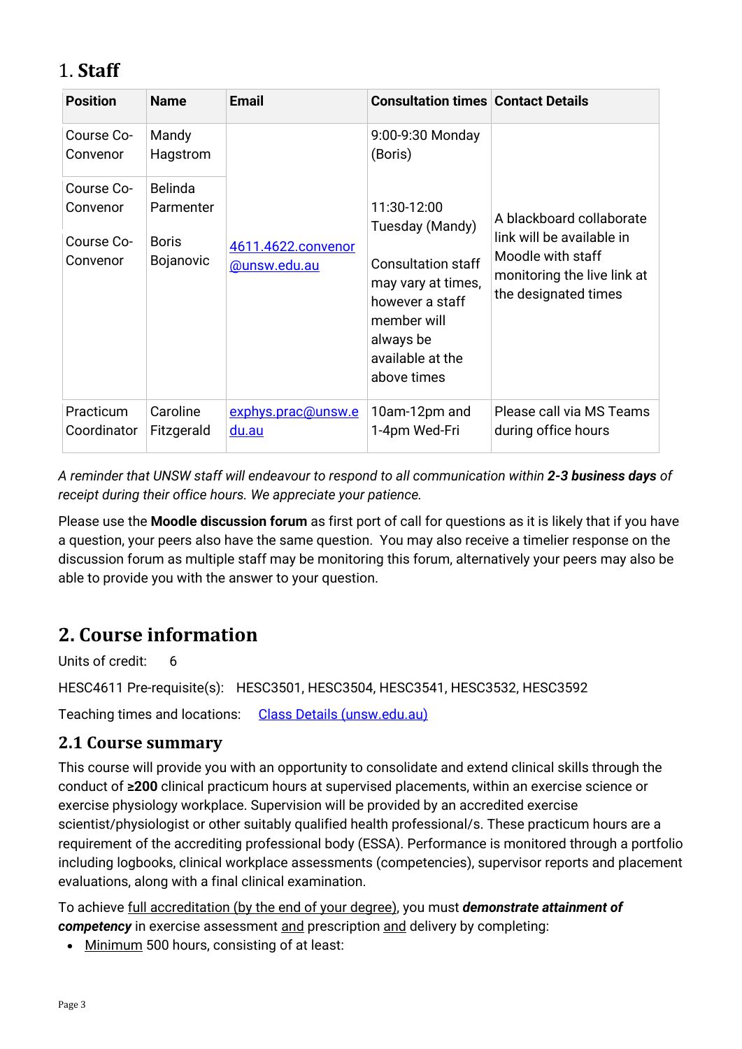# 1. Staff

| Position | Name | Email | Consultation times | Contact Details |
|---|---|---|---|---|
| Course Co-Convenor | Mandy Hagstrom | 4611.4622.convenor@unsw.edu.au | 9:00-9:30 Monday (Boris)<br><br>11:30-12:00 Tuesday (Mandy)<br><br>Consultation staff may vary at times, however a staff member will always be available at the above times | A blackboard collaborate link will be available in Moodle with staff monitoring the live link at the designated times |
| Course Co-Convenor<br><br>Course Co-Convenor | Belinda Parmenter<br><br>Boris Bojanovic | | | |
| Practicum Coordinator | Caroline Fitzgerald | exphys.prac@unsw.edu.au | 10am-12pm and 1-4pm Wed-Fri | Please call via MS Teams during office hours |

*A reminder that UNSW staff will endeavour to respond to all communication within **2-3 business days** of receipt during their office hours. We appreciate your patience.*

Please use the **Moodle discussion forum** as first port of call for questions as it is likely that if you have a question, your peers also have the same question. You may also receive a timelier response on the discussion forum as multiple staff may be monitoring this forum, alternatively your peers may also be able to provide you with the answer to your question.

# 2. Course information

Units of credit: 6

HESC4611 Pre-requisite(s): HESC3501, HESC3504, HESC3541, HESC3532, HESC3592

Teaching times and locations: [Class Details (unsw.edu.au)]

## 2.1 Course summary

This course will provide you with an opportunity to consolidate and extend clinical skills through the conduct of **≥200** clinical practicum hours at supervised placements, within an exercise science or exercise physiology workplace. Supervision will be provided by an accredited exercise scientist/physiologist or other suitably qualified health professional/s. These practicum hours are a requirement of the accrediting professional body (ESSA). Performance is monitored through a portfolio including logbooks, clinical workplace assessments (competencies), supervisor reports and placement evaluations, along with a final clinical examination.

To achieve full accreditation (by the end of your degree), you must ***demonstrate attainment of competency*** in exercise assessment and prescription and delivery by completing:

- Minimum 500 hours, consisting of at least: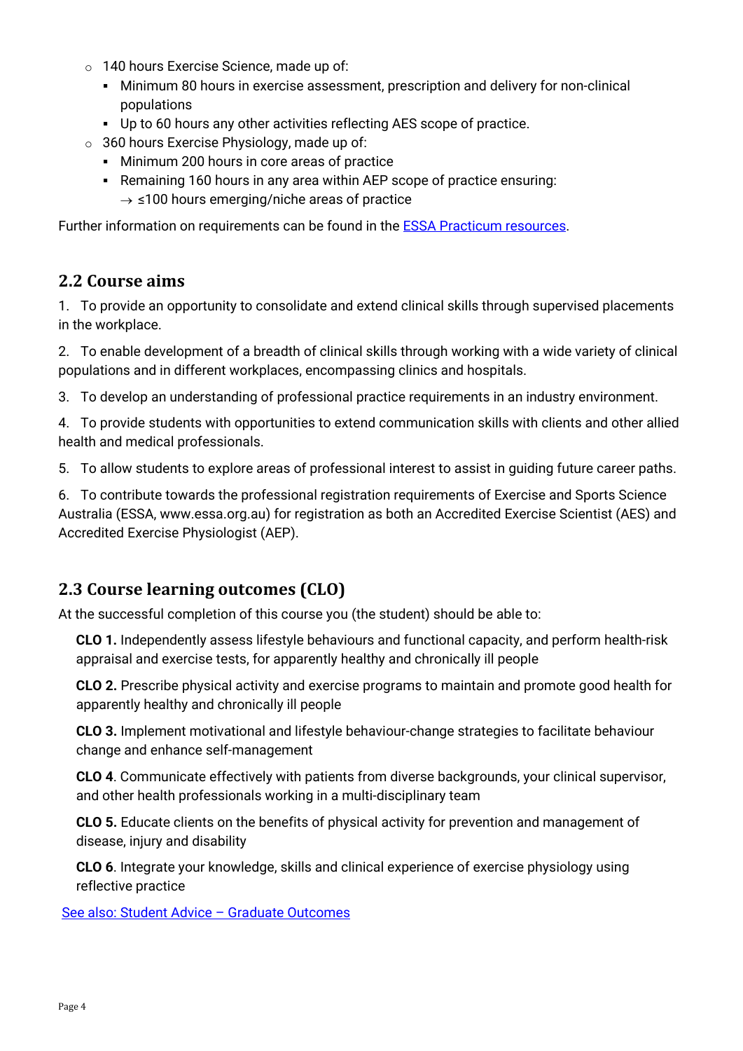- 140 hours Exercise Science, made up of:
  - Minimum 80 hours in exercise assessment, prescription and delivery for non-clinical populations
  - Up to 60 hours any other activities reflecting AES scope of practice.
- 360 hours Exercise Physiology, made up of:
  - Minimum 200 hours in core areas of practice
  - Remaining 160 hours in any area within AEP scope of practice ensuring:
    → ≤100 hours emerging/niche areas of practice

Further information on requirements can be found in the [ESSA Practicum resources](ESSA Practicum resources).

## 2.2 Course aims

1. To provide an opportunity to consolidate and extend clinical skills through supervised placements in the workplace.

2. To enable development of a breadth of clinical skills through working with a wide variety of clinical populations and in different workplaces, encompassing clinics and hospitals.

3. To develop an understanding of professional practice requirements in an industry environment.

4. To provide students with opportunities to extend communication skills with clients and other allied health and medical professionals.

5. To allow students to explore areas of professional interest to assist in guiding future career paths.

6. To contribute towards the professional registration requirements of Exercise and Sports Science Australia (ESSA, www.essa.org.au) for registration as both an Accredited Exercise Scientist (AES) and Accredited Exercise Physiologist (AEP).

## 2.3 Course learning outcomes (CLO)

At the successful completion of this course you (the student) should be able to:

**CLO 1.** Independently assess lifestyle behaviours and functional capacity, and perform health-risk appraisal and exercise tests, for apparently healthy and chronically ill people

**CLO 2.** Prescribe physical activity and exercise programs to maintain and promote good health for apparently healthy and chronically ill people

**CLO 3.** Implement motivational and lifestyle behaviour-change strategies to facilitate behaviour change and enhance self-management

**CLO 4**. Communicate effectively with patients from diverse backgrounds, your clinical supervisor, and other health professionals working in a multi-disciplinary team

**CLO 5.** Educate clients on the benefits of physical activity for prevention and management of disease, injury and disability

**CLO 6**. Integrate your knowledge, skills and clinical experience of exercise physiology using reflective practice

[See also: Student Advice – Graduate Outcomes](See also: Student Advice – Graduate Outcomes)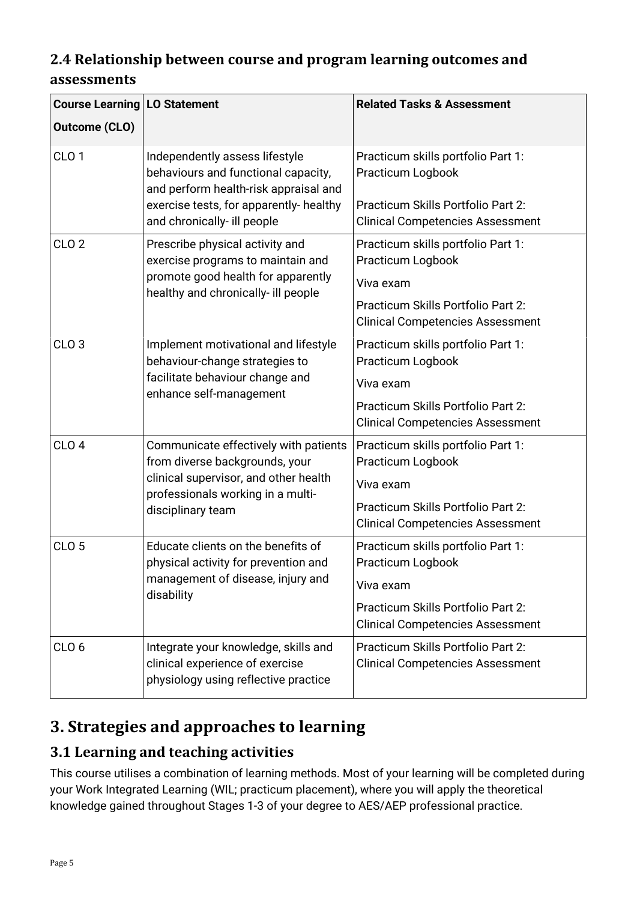## 2.4 Relationship between course and program learning outcomes and assessments

| Course Learning Outcome (CLO) | LO Statement | Related Tasks & Assessment |
|---|---|---|
| CLO 1 | Independently assess lifestyle behaviours and functional capacity, and perform health-risk appraisal and exercise tests, for apparently- healthy and chronically- ill people | Practicum skills portfolio Part 1: Practicum Logbook<br><br>Practicum Skills Portfolio Part 2: Clinical Competencies Assessment |
| CLO 2 | Prescribe physical activity and exercise programs to maintain and promote good health for apparently healthy and chronically- ill people | Practicum skills portfolio Part 1: Practicum Logbook<br><br>Viva exam<br><br>Practicum Skills Portfolio Part 2: Clinical Competencies Assessment |
| CLO 3 | Implement motivational and lifestyle behaviour-change strategies to facilitate behaviour change and enhance self-management | Practicum skills portfolio Part 1: Practicum Logbook<br><br>Viva exam<br><br>Practicum Skills Portfolio Part 2: Clinical Competencies Assessment |
| CLO 4 | Communicate effectively with patients from diverse backgrounds, your clinical supervisor, and other health professionals working in a multi-disciplinary team | Practicum skills portfolio Part 1: Practicum Logbook<br><br>Viva exam<br><br>Practicum Skills Portfolio Part 2: Clinical Competencies Assessment |
| CLO 5 | Educate clients on the benefits of physical activity for prevention and management of disease, injury and disability | Practicum skills portfolio Part 1: Practicum Logbook<br><br>Viva exam<br><br>Practicum Skills Portfolio Part 2: Clinical Competencies Assessment |
| CLO 6 | Integrate your knowledge, skills and clinical experience of exercise physiology using reflective practice | Practicum Skills Portfolio Part 2: Clinical Competencies Assessment |

# 3. Strategies and approaches to learning

## 3.1 Learning and teaching activities

This course utilises a combination of learning methods. Most of your learning will be completed during your Work Integrated Learning (WIL; practicum placement), where you will apply the theoretical knowledge gained throughout Stages 1-3 of your degree to AES/AEP professional practice.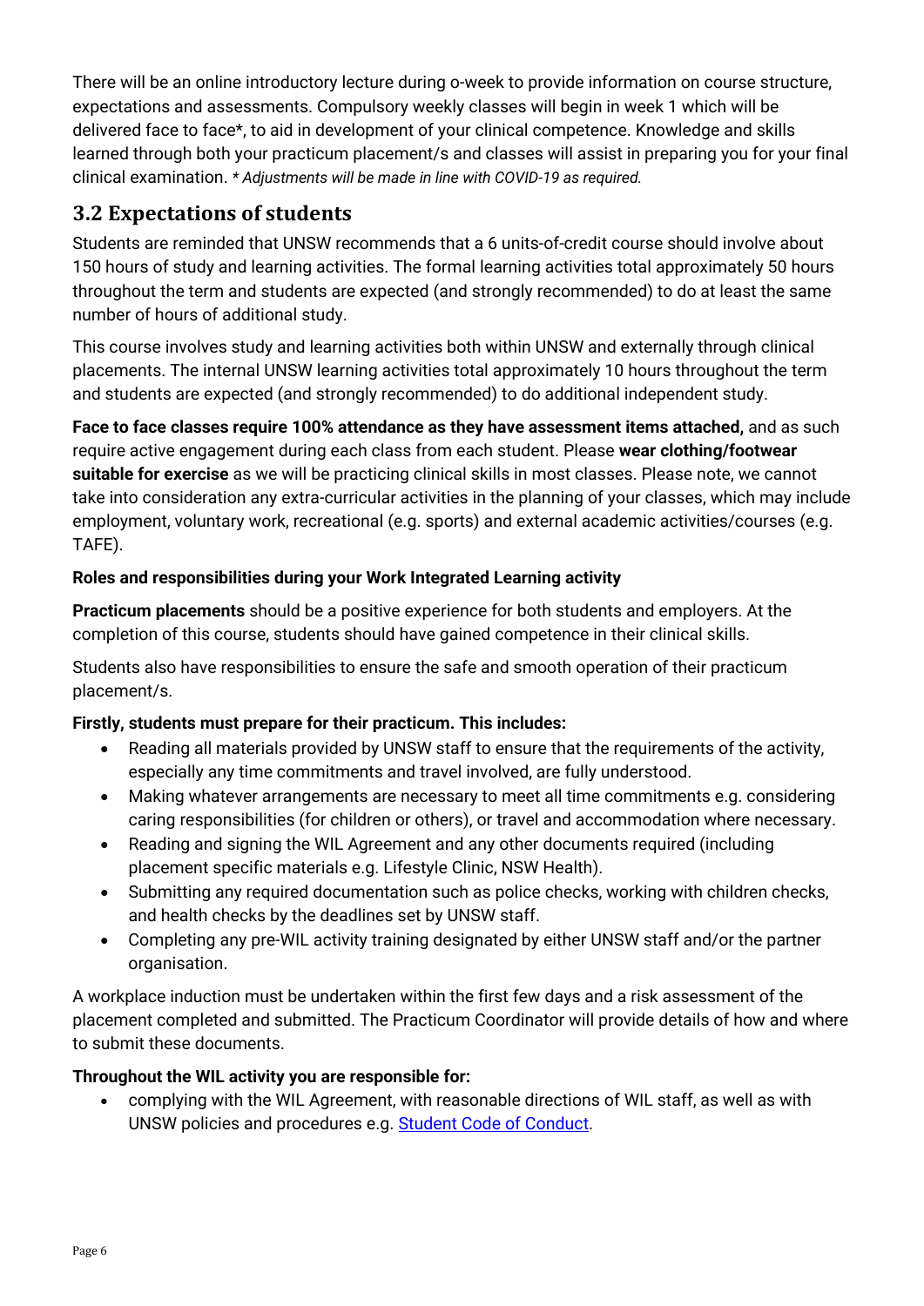There will be an online introductory lecture during o-week to provide information on course structure, expectations and assessments. Compulsory weekly classes will begin in week 1 which will be delivered face to face*, to aid in development of your clinical competence. Knowledge and skills learned through both your practicum placement/s and classes will assist in preparing you for your final clinical examination. *\* Adjustments will be made in line with COVID-19 as required.*

## 3.2 Expectations of students

Students are reminded that UNSW recommends that a 6 units-of-credit course should involve about 150 hours of study and learning activities. The formal learning activities total approximately 50 hours throughout the term and students are expected (and strongly recommended) to do at least the same number of hours of additional study.

This course involves study and learning activities both within UNSW and externally through clinical placements. The internal UNSW learning activities total approximately 10 hours throughout the term and students are expected (and strongly recommended) to do additional independent study.

**Face to face classes require 100% attendance as they have assessment items attached,** and as such require active engagement during each class from each student. Please **wear clothing/footwear suitable for exercise** as we will be practicing clinical skills in most classes. Please note, we cannot take into consideration any extra-curricular activities in the planning of your classes, which may include employment, voluntary work, recreational (e.g. sports) and external academic activities/courses (e.g. TAFE).

**Roles and responsibilities during your Work Integrated Learning activity**

**Practicum placements** should be a positive experience for both students and employers. At the completion of this course, students should have gained competence in their clinical skills.

Students also have responsibilities to ensure the safe and smooth operation of their practicum placement/s.

**Firstly, students must prepare for their practicum. This includes:**

- Reading all materials provided by UNSW staff to ensure that the requirements of the activity, especially any time commitments and travel involved, are fully understood.
- Making whatever arrangements are necessary to meet all time commitments e.g. considering caring responsibilities (for children or others), or travel and accommodation where necessary.
- Reading and signing the WIL Agreement and any other documents required (including placement specific materials e.g. Lifestyle Clinic, NSW Health).
- Submitting any required documentation such as police checks, working with children checks, and health checks by the deadlines set by UNSW staff.
- Completing any pre-WIL activity training designated by either UNSW staff and/or the partner organisation.

A workplace induction must be undertaken within the first few days and a risk assessment of the placement completed and submitted. The Practicum Coordinator will provide details of how and where to submit these documents.

**Throughout the WIL activity you are responsible for:**

- complying with the WIL Agreement, with reasonable directions of WIL staff, as well as with UNSW policies and procedures e.g. Student Code of Conduct.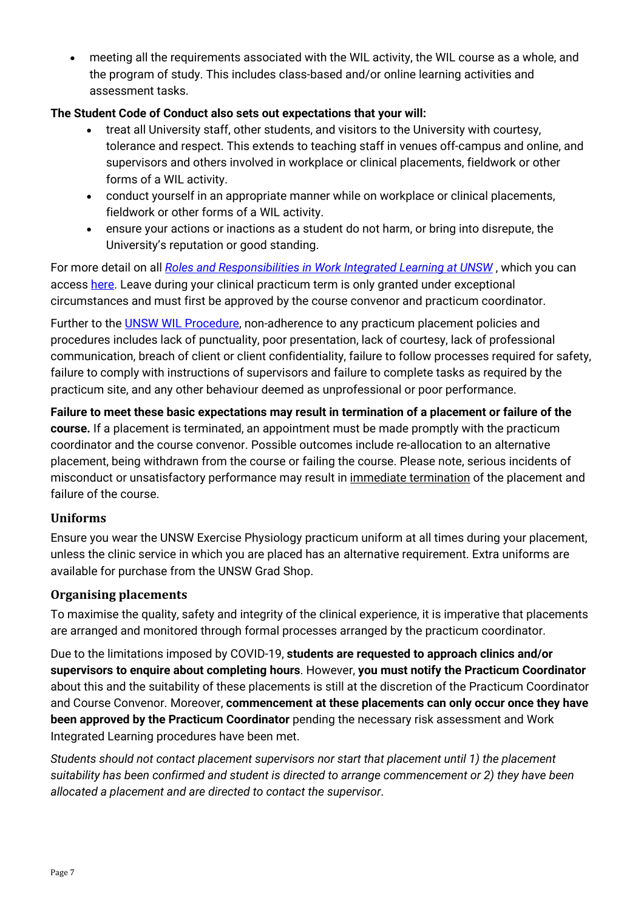- meeting all the requirements associated with the WIL activity, the WIL course as a whole, and the program of study. This includes class-based and/or online learning activities and assessment tasks.

**The Student Code of Conduct also sets out expectations that your will:**

- treat all University staff, other students, and visitors to the University with courtesy, tolerance and respect. This extends to teaching staff in venues off-campus and online, and supervisors and others involved in workplace or clinical placements, fieldwork or other forms of a WIL activity.
- conduct yourself in an appropriate manner while on workplace or clinical placements, fieldwork or other forms of a WIL activity.
- ensure your actions or inactions as a student do not harm, or bring into disrepute, the University's reputation or good standing.

For more detail on all *Roles and Responsibilities in Work Integrated Learning at UNSW* , which you can access here. Leave during your clinical practicum term is only granted under exceptional circumstances and must first be approved by the course convenor and practicum coordinator.

Further to the UNSW WIL Procedure, non-adherence to any practicum placement policies and procedures includes lack of punctuality, poor presentation, lack of courtesy, lack of professional communication, breach of client or client confidentiality, failure to follow processes required for safety, failure to comply with instructions of supervisors and failure to complete tasks as required by the practicum site, and any other behaviour deemed as unprofessional or poor performance.

**Failure to meet these basic expectations may result in termination of a placement or failure of the course.** If a placement is terminated, an appointment must be made promptly with the practicum coordinator and the course convenor. Possible outcomes include re-allocation to an alternative placement, being withdrawn from the course or failing the course. Please note, serious incidents of misconduct or unsatisfactory performance may result in immediate termination of the placement and failure of the course.

### Uniforms

Ensure you wear the UNSW Exercise Physiology practicum uniform at all times during your placement, unless the clinic service in which you are placed has an alternative requirement. Extra uniforms are available for purchase from the UNSW Grad Shop.

### Organising placements

To maximise the quality, safety and integrity of the clinical experience, it is imperative that placements are arranged and monitored through formal processes arranged by the practicum coordinator.

Due to the limitations imposed by COVID-19, **students are requested to approach clinics and/or supervisors to enquire about completing hours**. However, **you must notify the Practicum Coordinator** about this and the suitability of these placements is still at the discretion of the Practicum Coordinator and Course Convenor. Moreover, **commencement at these placements can only occur once they have been approved by the Practicum Coordinator** pending the necessary risk assessment and Work Integrated Learning procedures have been met.

*Students should not contact placement supervisors nor start that placement until 1) the placement suitability has been confirmed and student is directed to arrange commencement or 2) they have been allocated a placement and are directed to contact the supervisor*.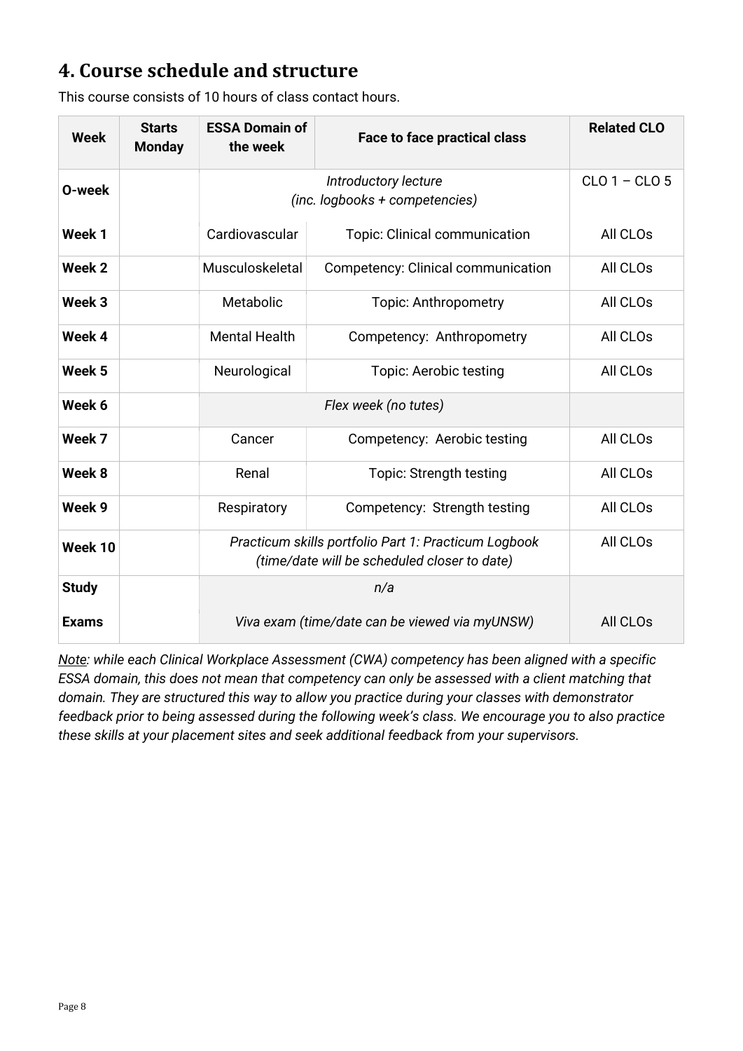## 4. Course schedule and structure

This course consists of 10 hours of class contact hours.

| Week | Starts Monday | ESSA Domain of the week | Face to face practical class | Related CLO |
|---|---|---|---|---|
| O-week | | *Introductory lecture (inc. logbooks + competencies)* | | CLO 1 – CLO 5 |
| Week 1 | | Cardiovascular | Topic: Clinical communication | All CLOs |
| Week 2 | | Musculoskeletal | Competency: Clinical communication | All CLOs |
| Week 3 | | Metabolic | Topic: Anthropometry | All CLOs |
| Week 4 | | Mental Health | Competency: Anthropometry | All CLOs |
| Week 5 | | Neurological | Topic: Aerobic testing | All CLOs |
| Week 6 | | *Flex week (no tutes)* | | |
| Week 7 | | Cancer | Competency: Aerobic testing | All CLOs |
| Week 8 | | Renal | Topic: Strength testing | All CLOs |
| Week 9 | | Respiratory | Competency: Strength testing | All CLOs |
| Week 10 | | *Practicum skills portfolio Part 1: Practicum Logbook (time/date will be scheduled closer to date)* | | All CLOs |
| Study | | *n/a* | | |
| Exams | | *Viva exam (time/date can be viewed via myUNSW)* | | All CLOs |

*Note: while each Clinical Workplace Assessment (CWA) competency has been aligned with a specific ESSA domain, this does not mean that competency can only be assessed with a client matching that domain. They are structured this way to allow you practice during your classes with demonstrator feedback prior to being assessed during the following week's class. We encourage you to also practice these skills at your placement sites and seek additional feedback from your supervisors.*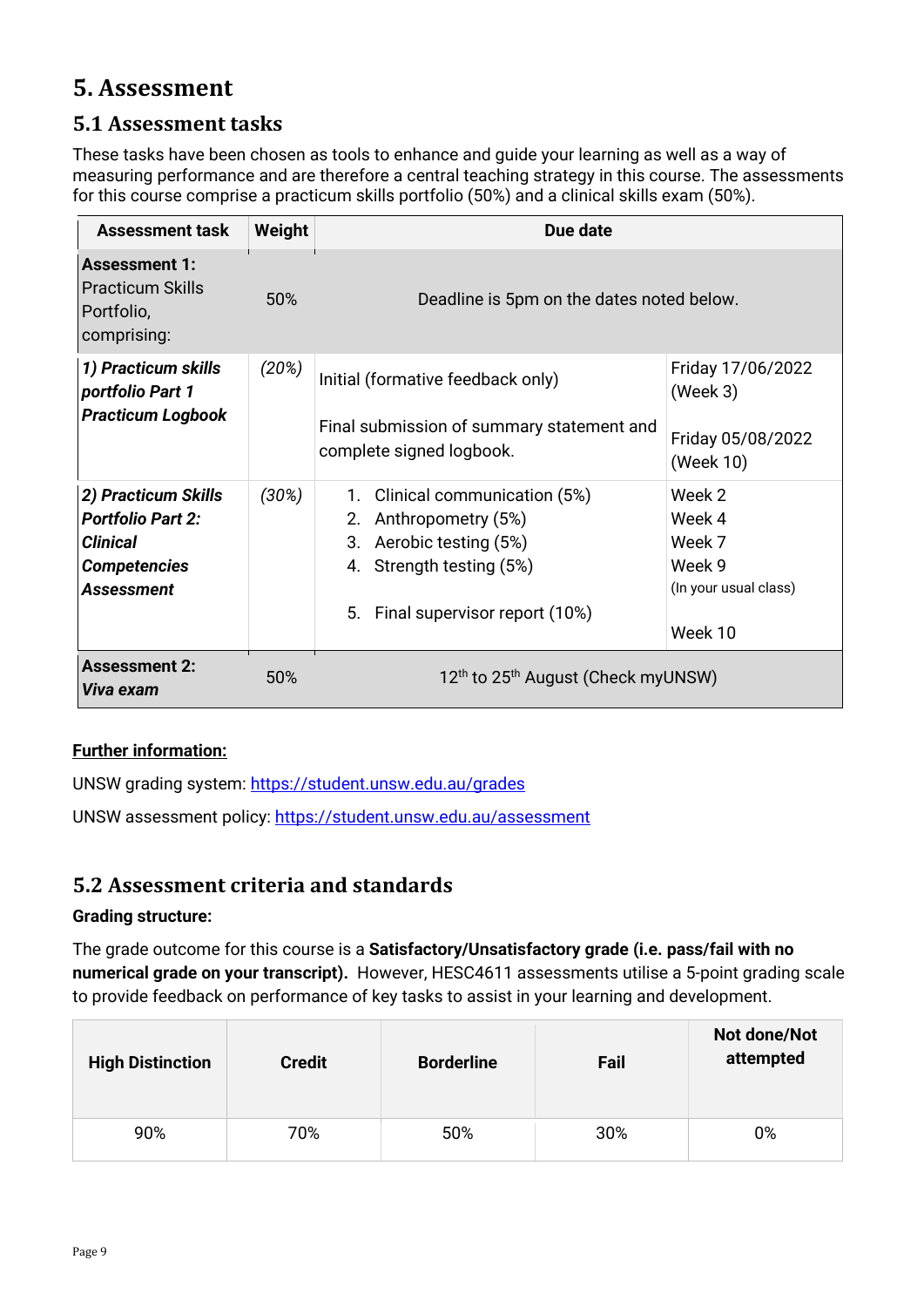# 5. Assessment

## 5.1 Assessment tasks

These tasks have been chosen as tools to enhance and guide your learning as well as a way of measuring performance and are therefore a central teaching strategy in this course. The assessments for this course comprise a practicum skills portfolio (50%) and a clinical skills exam (50%).

| Assessment task | Weight | Due date | |
|---|---|---|---|
| **Assessment 1:** Practicum Skills Portfolio, comprising: | 50% | Deadline is 5pm on the dates noted below. | |
| ***1) Practicum skills portfolio Part 1 Practicum Logbook*** | *(20%)* | Initial (formative feedback only)<br><br>Final submission of summary statement and complete signed logbook. | Friday 17/06/2022 (Week 3)<br><br>Friday 05/08/2022 (Week 10) |
| ***2) Practicum Skills Portfolio Part 2: Clinical Competencies Assessment*** | *(30%)* | 1. Clinical communication (5%)<br>2. Anthropometry (5%)<br>3. Aerobic testing (5%)<br>4. Strength testing (5%)<br><br>5. Final supervisor report (10%) | Week 2<br>Week 4<br>Week 7<br>Week 9<br>(In your usual class)<br><br>Week 10 |
| **Assessment 2:** ***Viva exam*** | 50% | 12th to 25th August (Check myUNSW) | |

**Further information:**

UNSW grading system: https://student.unsw.edu.au/grades

UNSW assessment policy: https://student.unsw.edu.au/assessment

## 5.2 Assessment criteria and standards

**Grading structure:**

The grade outcome for this course is a **Satisfactory/Unsatisfactory grade (i.e. pass/fail with no numerical grade on your transcript).** However, HESC4611 assessments utilise a 5-point grading scale to provide feedback on performance of key tasks to assist in your learning and development.

| High Distinction | Credit | Borderline | Fail | Not done/Not attempted |
|---|---|---|---|---|
| 90% | 70% | 50% | 30% | 0% |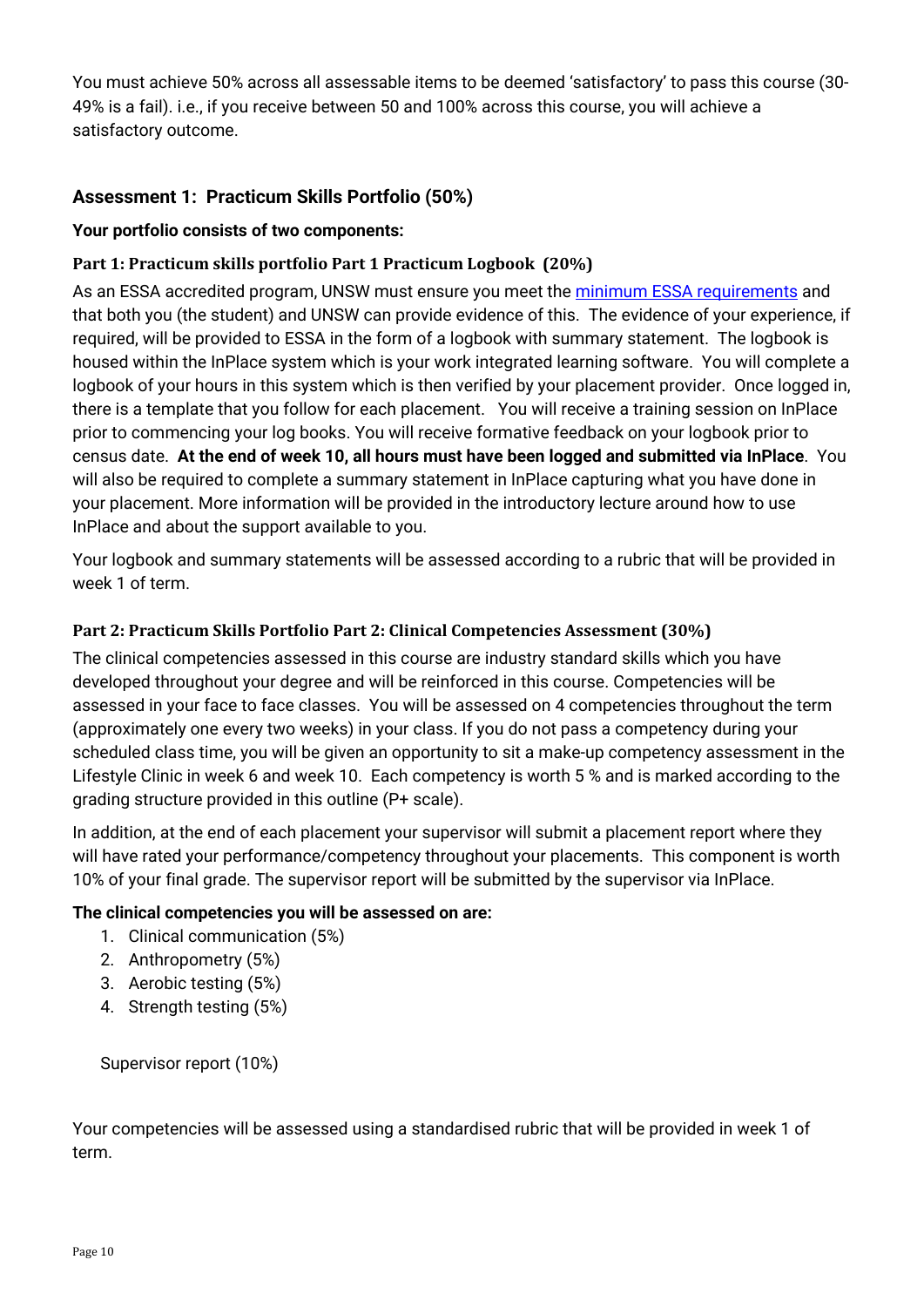You must achieve 50% across all assessable items to be deemed 'satisfactory' to pass this course (30-49% is a fail). i.e., if you receive between 50 and 100% across this course, you will achieve a satisfactory outcome.

## Assessment 1: Practicum Skills Portfolio (50%)

**Your portfolio consists of two components:**

### Part 1: Practicum skills portfolio Part 1 Practicum Logbook (20%)

As an ESSA accredited program, UNSW must ensure you meet the minimum ESSA requirements and that both you (the student) and UNSW can provide evidence of this. The evidence of your experience, if required, will be provided to ESSA in the form of a logbook with summary statement. The logbook is housed within the InPlace system which is your work integrated learning software. You will complete a logbook of your hours in this system which is then verified by your placement provider. Once logged in, there is a template that you follow for each placement. You will receive a training session on InPlace prior to commencing your log books. You will receive formative feedback on your logbook prior to census date. **At the end of week 10, all hours must have been logged and submitted via InPlace**. You will also be required to complete a summary statement in InPlace capturing what you have done in your placement. More information will be provided in the introductory lecture around how to use InPlace and about the support available to you.

Your logbook and summary statements will be assessed according to a rubric that will be provided in week 1 of term.

### Part 2: Practicum Skills Portfolio Part 2: Clinical Competencies Assessment (30%)

The clinical competencies assessed in this course are industry standard skills which you have developed throughout your degree and will be reinforced in this course. Competencies will be assessed in your face to face classes. You will be assessed on 4 competencies throughout the term (approximately one every two weeks) in your class. If you do not pass a competency during your scheduled class time, you will be given an opportunity to sit a make-up competency assessment in the Lifestyle Clinic in week 6 and week 10. Each competency is worth 5 % and is marked according to the grading structure provided in this outline (P+ scale).

In addition, at the end of each placement your supervisor will submit a placement report where they will have rated your performance/competency throughout your placements. This component is worth 10% of your final grade. The supervisor report will be submitted by the supervisor via InPlace.

**The clinical competencies you will be assessed on are:**

1. Clinical communication (5%)
2. Anthropometry (5%)
3. Aerobic testing (5%)
4. Strength testing (5%)

Supervisor report (10%)

Your competencies will be assessed using a standardised rubric that will be provided in week 1 of term.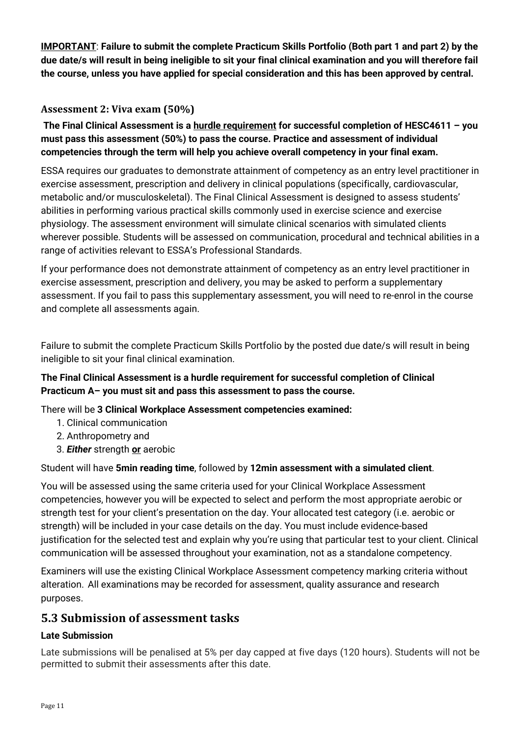**<u>IMPORTANT</u>**: **Failure to submit the complete Practicum Skills Portfolio (Both part 1 and part 2) by the due date/s will result in being ineligible to sit your final clinical examination and you will therefore fail the course, unless you have applied for special consideration and this has been approved by central.**

### Assessment 2: Viva exam (50%)

**The Final Clinical Assessment is a <u>hurdle requirement</u> for successful completion of HESC4611 – you must pass this assessment (50%) to pass the course. Practice and assessment of individual competencies through the term will help you achieve overall competency in your final exam.**

ESSA requires our graduates to demonstrate attainment of competency as an entry level practitioner in exercise assessment, prescription and delivery in clinical populations (specifically, cardiovascular, metabolic and/or musculoskeletal). The Final Clinical Assessment is designed to assess students' abilities in performing various practical skills commonly used in exercise science and exercise physiology. The assessment environment will simulate clinical scenarios with simulated clients wherever possible. Students will be assessed on communication, procedural and technical abilities in a range of activities relevant to ESSA's Professional Standards.

If your performance does not demonstrate attainment of competency as an entry level practitioner in exercise assessment, prescription and delivery, you may be asked to perform a supplementary assessment. If you fail to pass this supplementary assessment, you will need to re-enrol in the course and complete all assessments again.

Failure to submit the complete Practicum Skills Portfolio by the posted due date/s will result in being ineligible to sit your final clinical examination.

**The Final Clinical Assessment is a hurdle requirement for successful completion of Clinical Practicum A– you must sit and pass this assessment to pass the course.**

There will be **3 Clinical Workplace Assessment competencies examined:**

1. Clinical communication
2. Anthropometry and
3. ***Either*** strength **<u>or</u>** aerobic

Student will have **5min reading time**, followed by **12min assessment with a simulated client**.

You will be assessed using the same criteria used for your Clinical Workplace Assessment competencies, however you will be expected to select and perform the most appropriate aerobic or strength test for your client's presentation on the day. Your allocated test category (i.e. aerobic or strength) will be included in your case details on the day. You must include evidence-based justification for the selected test and explain why you're using that particular test to your client. Clinical communication will be assessed throughout your examination, not as a standalone competency.

Examiners will use the existing Clinical Workplace Assessment competency marking criteria without alteration. All examinations may be recorded for assessment, quality assurance and research purposes.

## 5.3 Submission of assessment tasks

**Late Submission**

Late submissions will be penalised at 5% per day capped at five days (120 hours). Students will not be permitted to submit their assessments after this date.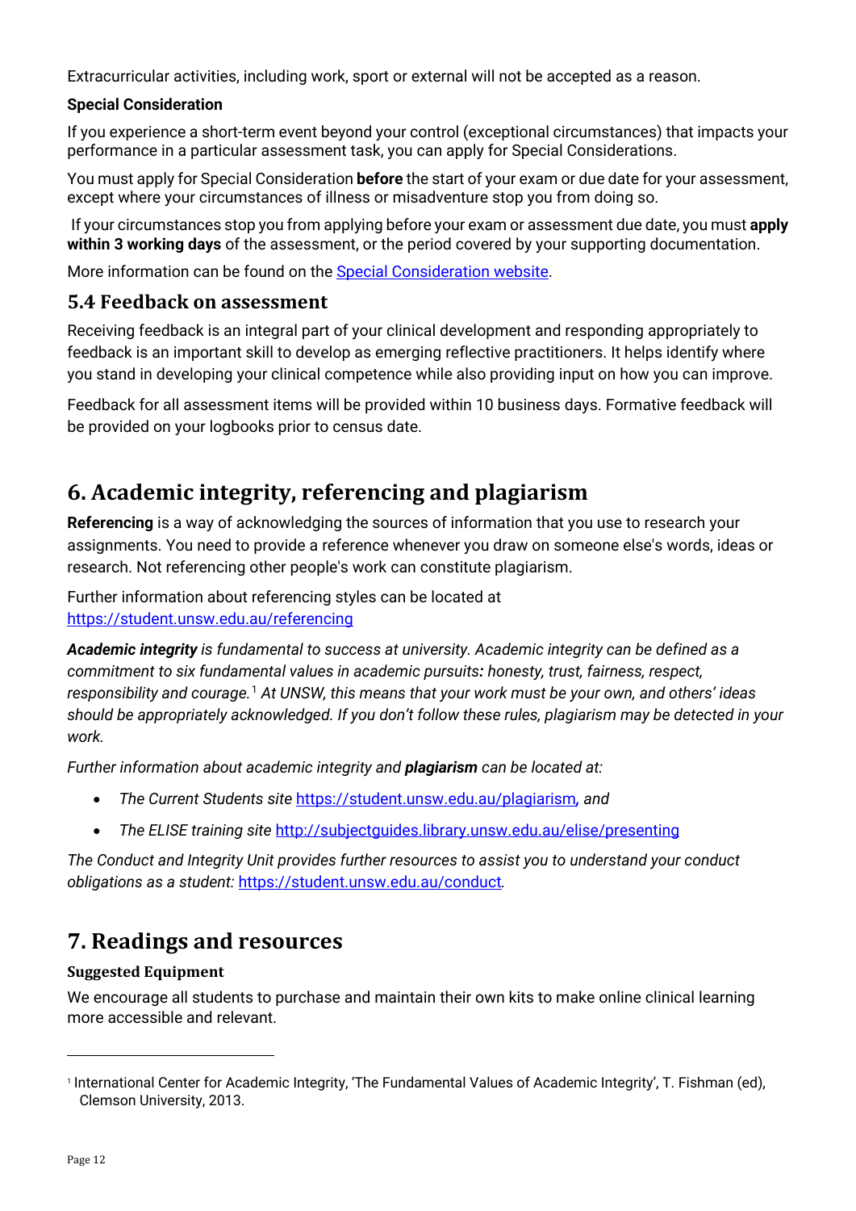Extracurricular activities, including work, sport or external will not be accepted as a reason.

**Special Consideration**

If you experience a short-term event beyond your control (exceptional circumstances) that impacts your performance in a particular assessment task, you can apply for Special Considerations.

You must apply for Special Consideration **before** the start of your exam or due date for your assessment, except where your circumstances of illness or misadventure stop you from doing so.

If your circumstances stop you from applying before your exam or assessment due date, you must **apply within 3 working days** of the assessment, or the period covered by your supporting documentation.

More information can be found on the [Special Consideration website](Special Consideration website).

## 5.4 Feedback on assessment

Receiving feedback is an integral part of your clinical development and responding appropriately to feedback is an important skill to develop as emerging reflective practitioners. It helps identify where you stand in developing your clinical competence while also providing input on how you can improve.

Feedback for all assessment items will be provided within 10 business days. Formative feedback will be provided on your logbooks prior to census date.

# 6. Academic integrity, referencing and plagiarism

**Referencing** is a way of acknowledging the sources of information that you use to research your assignments. You need to provide a reference whenever you draw on someone else's words, ideas or research. Not referencing other people's work can constitute plagiarism.

Further information about referencing styles can be located at https://student.unsw.edu.au/referencing

***Academic integrity*** *is fundamental to success at university. Academic integrity can be defined as a commitment to six fundamental values in academic pursuits**:** honesty, trust, fairness, respect, responsibility and courage.*[1] *At UNSW, this means that your work must be your own, and others' ideas should be appropriately acknowledged. If you don't follow these rules, plagiarism may be detected in your work.*

*Further information about academic integrity and* ***plagiarism*** *can be located at:*

- *The Current Students site* https://student.unsw.edu.au/plagiarism*, and*
- *The ELISE training site* http://subjectguides.library.unsw.edu.au/elise/presenting

*The Conduct and Integrity Unit provides further resources to assist you to understand your conduct obligations as a student:* https://student.unsw.edu.au/conduct*.*

# 7. Readings and resources

### Suggested Equipment

We encourage all students to purchase and maintain their own kits to make online clinical learning more accessible and relevant.

---

[1] International Center for Academic Integrity, 'The Fundamental Values of Academic Integrity', T. Fishman (ed), Clemson University, 2013.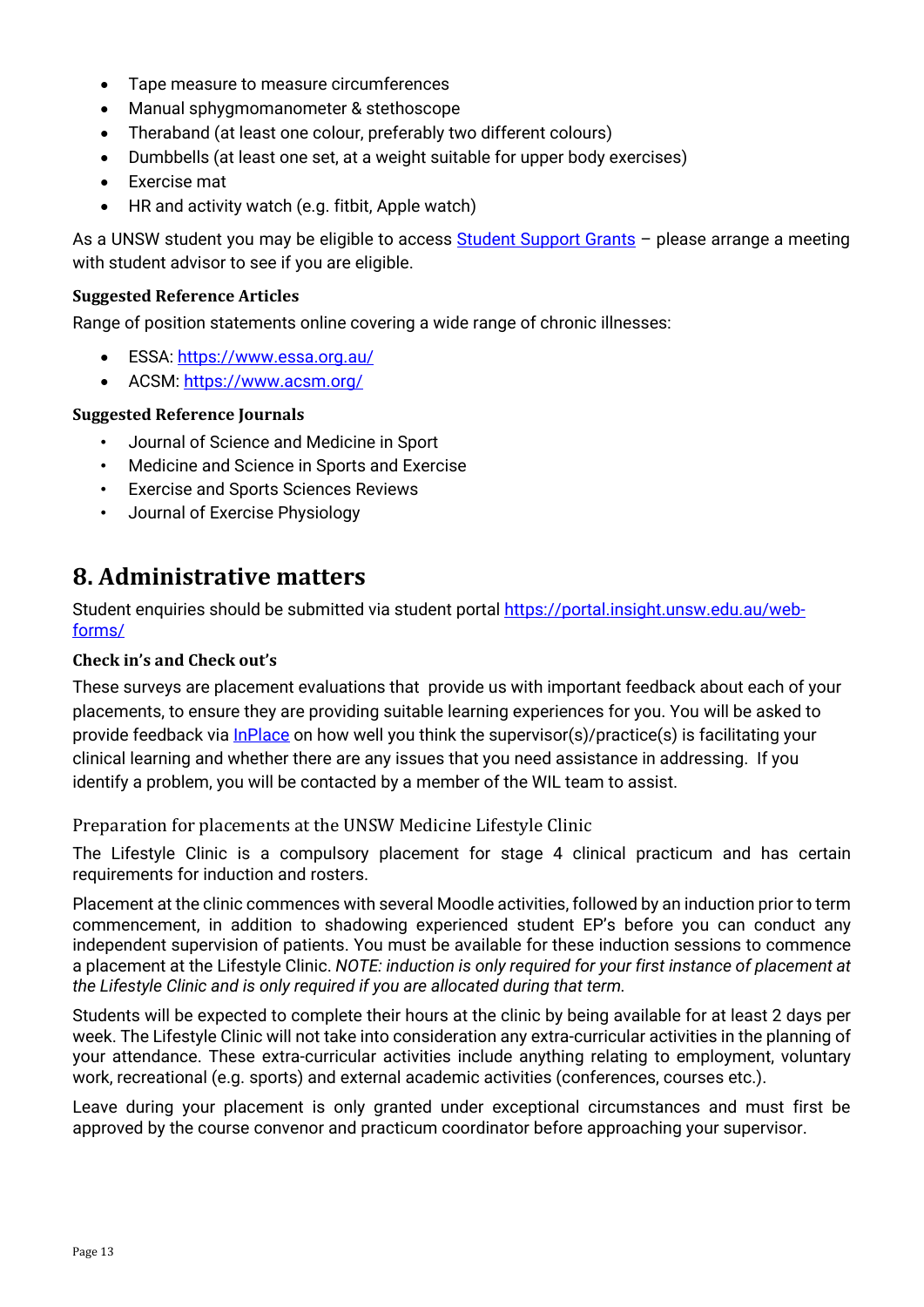- Tape measure to measure circumferences
- Manual sphygmomanometer & stethoscope
- Theraband (at least one colour, preferably two different colours)
- Dumbbells (at least one set, at a weight suitable for upper body exercises)
- Exercise mat
- HR and activity watch (e.g. fitbit, Apple watch)

As a UNSW student you may be eligible to access [Student Support Grants]() – please arrange a meeting with student advisor to see if you are eligible.

### Suggested Reference Articles

Range of position statements online covering a wide range of chronic illnesses:

- ESSA: [https://www.essa.org.au/](https://www.essa.org.au/)
- ACSM: [https://www.acsm.org/](https://www.acsm.org/)

### Suggested Reference Journals

- Journal of Science and Medicine in Sport
- Medicine and Science in Sports and Exercise
- Exercise and Sports Sciences Reviews
- Journal of Exercise Physiology

## 8. Administrative matters

Student enquiries should be submitted via student portal [https://portal.insight.unsw.edu.au/web-forms/](https://portal.insight.unsw.edu.au/web-forms/)

### Check in's and Check out's

These surveys are placement evaluations that provide us with important feedback about each of your placements, to ensure they are providing suitable learning experiences for you. You will be asked to provide feedback via [InPlace]() on how well you think the supervisor(s)/practice(s) is facilitating your clinical learning and whether there are any issues that you need assistance in addressing. If you identify a problem, you will be contacted by a member of the WIL team to assist.

### Preparation for placements at the UNSW Medicine Lifestyle Clinic

The Lifestyle Clinic is a compulsory placement for stage 4 clinical practicum and has certain requirements for induction and rosters.

Placement at the clinic commences with several Moodle activities, followed by an induction prior to term commencement, in addition to shadowing experienced student EP's before you can conduct any independent supervision of patients. You must be available for these induction sessions to commence a placement at the Lifestyle Clinic. *NOTE: induction is only required for your first instance of placement at the Lifestyle Clinic and is only required if you are allocated during that term.*

Students will be expected to complete their hours at the clinic by being available for at least 2 days per week. The Lifestyle Clinic will not take into consideration any extra-curricular activities in the planning of your attendance. These extra-curricular activities include anything relating to employment, voluntary work, recreational (e.g. sports) and external academic activities (conferences, courses etc.).

Leave during your placement is only granted under exceptional circumstances and must first be approved by the course convenor and practicum coordinator before approaching your supervisor.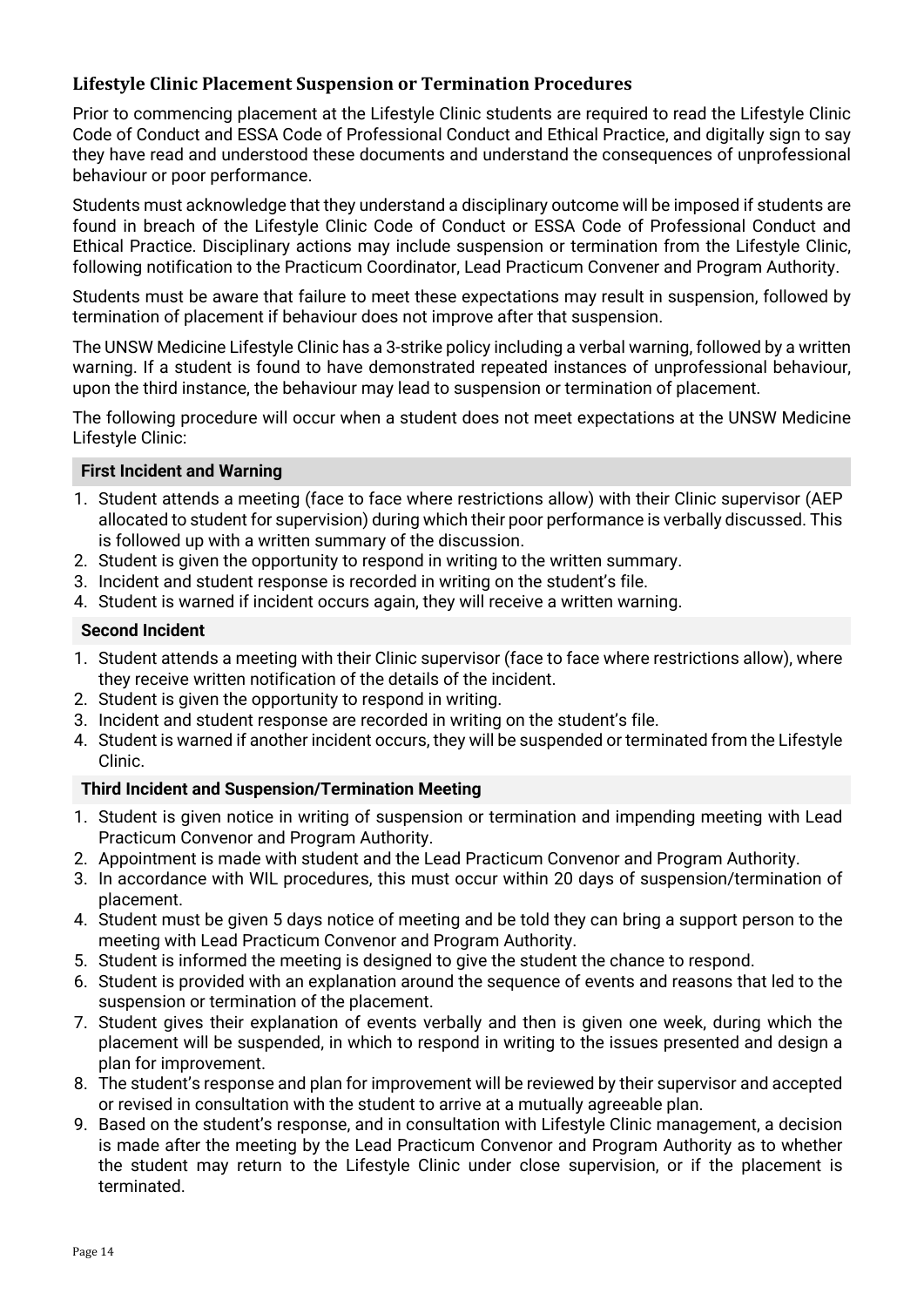## Lifestyle Clinic Placement Suspension or Termination Procedures

Prior to commencing placement at the Lifestyle Clinic students are required to read the Lifestyle Clinic Code of Conduct and ESSA Code of Professional Conduct and Ethical Practice, and digitally sign to say they have read and understood these documents and understand the consequences of unprofessional behaviour or poor performance.

Students must acknowledge that they understand a disciplinary outcome will be imposed if students are found in breach of the Lifestyle Clinic Code of Conduct or ESSA Code of Professional Conduct and Ethical Practice. Disciplinary actions may include suspension or termination from the Lifestyle Clinic, following notification to the Practicum Coordinator, Lead Practicum Convener and Program Authority.

Students must be aware that failure to meet these expectations may result in suspension, followed by termination of placement if behaviour does not improve after that suspension.

The UNSW Medicine Lifestyle Clinic has a 3-strike policy including a verbal warning, followed by a written warning. If a student is found to have demonstrated repeated instances of unprofessional behaviour, upon the third instance, the behaviour may lead to suspension or termination of placement.

The following procedure will occur when a student does not meet expectations at the UNSW Medicine Lifestyle Clinic:

### First Incident and Warning

1. Student attends a meeting (face to face where restrictions allow) with their Clinic supervisor (AEP allocated to student for supervision) during which their poor performance is verbally discussed. This is followed up with a written summary of the discussion.
2. Student is given the opportunity to respond in writing to the written summary.
3. Incident and student response is recorded in writing on the student's file.
4. Student is warned if incident occurs again, they will receive a written warning.

### Second Incident

1. Student attends a meeting with their Clinic supervisor (face to face where restrictions allow), where they receive written notification of the details of the incident.
2. Student is given the opportunity to respond in writing.
3. Incident and student response are recorded in writing on the student's file.
4. Student is warned if another incident occurs, they will be suspended or terminated from the Lifestyle Clinic.

### Third Incident and Suspension/Termination Meeting

1. Student is given notice in writing of suspension or termination and impending meeting with Lead Practicum Convenor and Program Authority.
2. Appointment is made with student and the Lead Practicum Convenor and Program Authority.
3. In accordance with WIL procedures, this must occur within 20 days of suspension/termination of placement.
4. Student must be given 5 days notice of meeting and be told they can bring a support person to the meeting with Lead Practicum Convenor and Program Authority.
5. Student is informed the meeting is designed to give the student the chance to respond.
6. Student is provided with an explanation around the sequence of events and reasons that led to the suspension or termination of the placement.
7. Student gives their explanation of events verbally and then is given one week, during which the placement will be suspended, in which to respond in writing to the issues presented and design a plan for improvement.
8. The student's response and plan for improvement will be reviewed by their supervisor and accepted or revised in consultation with the student to arrive at a mutually agreeable plan.
9. Based on the student's response, and in consultation with Lifestyle Clinic management, a decision is made after the meeting by the Lead Practicum Convenor and Program Authority as to whether the student may return to the Lifestyle Clinic under close supervision, or if the placement is terminated.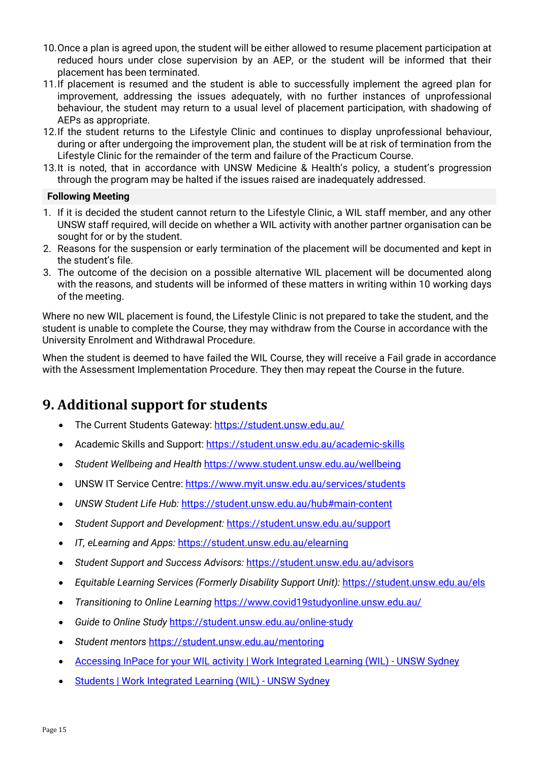10. Once a plan is agreed upon, the student will be either allowed to resume placement participation at reduced hours under close supervision by an AEP, or the student will be informed that their placement has been terminated.
11. If placement is resumed and the student is able to successfully implement the agreed plan for improvement, addressing the issues adequately, with no further instances of unprofessional behaviour, the student may return to a usual level of placement participation, with shadowing of AEPs as appropriate.
12. If the student returns to the Lifestyle Clinic and continues to display unprofessional behaviour, during or after undergoing the improvement plan, the student will be at risk of termination from the Lifestyle Clinic for the remainder of the term and failure of the Practicum Course.
13. It is noted, that in accordance with UNSW Medicine & Health's policy, a student's progression through the program may be halted if the issues raised are inadequately addressed.

**Following Meeting**

1. If it is decided the student cannot return to the Lifestyle Clinic, a WIL staff member, and any other UNSW staff required, will decide on whether a WIL activity with another partner organisation can be sought for or by the student.
2. Reasons for the suspension or early termination of the placement will be documented and kept in the student's file.
3. The outcome of the decision on a possible alternative WIL placement will be documented along with the reasons, and students will be informed of these matters in writing within 10 working days of the meeting.

Where no new WIL placement is found, the Lifestyle Clinic is not prepared to take the student, and the student is unable to complete the Course, they may withdraw from the Course in accordance with the University Enrolment and Withdrawal Procedure.

When the student is deemed to have failed the WIL Course, they will receive a Fail grade in accordance with the Assessment Implementation Procedure. They then may repeat the Course in the future.

## 9. Additional support for students

- The Current Students Gateway: https://student.unsw.edu.au/
- Academic Skills and Support: https://student.unsw.edu.au/academic-skills
- *Student Wellbeing and Health* https://www.student.unsw.edu.au/wellbeing
- UNSW IT Service Centre: https://www.myit.unsw.edu.au/services/students
- *UNSW Student Life Hub:* https://student.unsw.edu.au/hub#main-content
- *Student Support and Development:* https://student.unsw.edu.au/support
- *IT, eLearning and Apps:* https://student.unsw.edu.au/elearning
- *Student Support and Success Advisors:* https://student.unsw.edu.au/advisors
- *Equitable Learning Services (Formerly Disability Support Unit):* https://student.unsw.edu.au/els
- *Transitioning to Online Learning* https://www.covid19studyonline.unsw.edu.au/
- *Guide to Online Study* https://student.unsw.edu.au/online-study
- *Student mentors* https://student.unsw.edu.au/mentoring
- Accessing InPace for your WIL activity | Work Integrated Learning (WIL) - UNSW Sydney
- Students | Work Integrated Learning (WIL) - UNSW Sydney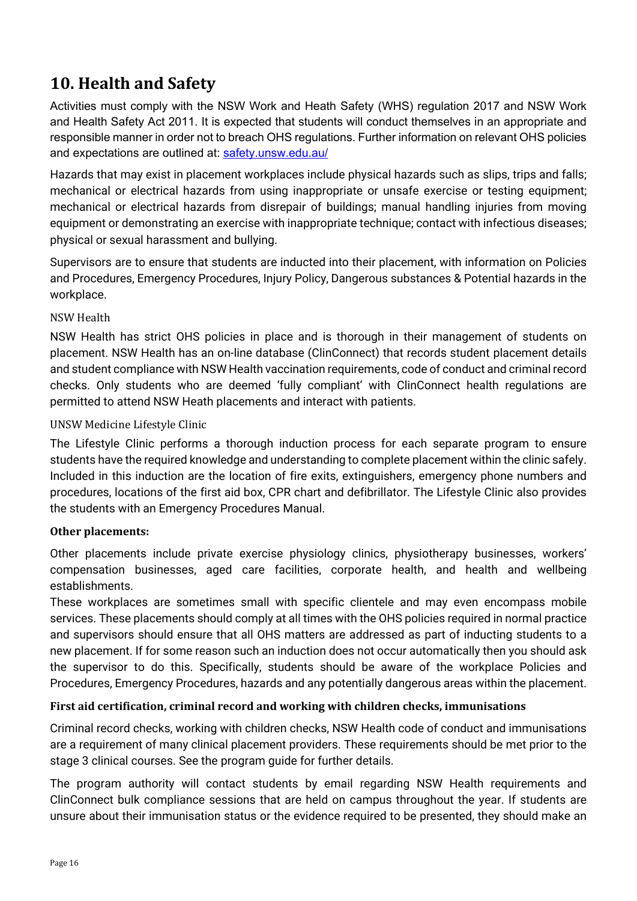## 10. Health and Safety

Activities must comply with the NSW Work and Heath Safety (WHS) regulation 2017 and NSW Work and Health Safety Act 2011. It is expected that students will conduct themselves in an appropriate and responsible manner in order not to breach OHS regulations. Further information on relevant OHS policies and expectations are outlined at: [safety.unsw.edu.au/](safety.unsw.edu.au/)

Hazards that may exist in placement workplaces include physical hazards such as slips, trips and falls; mechanical or electrical hazards from using inappropriate or unsafe exercise or testing equipment; mechanical or electrical hazards from disrepair of buildings; manual handling injuries from moving equipment or demonstrating an exercise with inappropriate technique; contact with infectious diseases; physical or sexual harassment and bullying.

Supervisors are to ensure that students are inducted into their placement, with information on Policies and Procedures, Emergency Procedures, Injury Policy, Dangerous substances & Potential hazards in the workplace.

### NSW Health

NSW Health has strict OHS policies in place and is thorough in their management of students on placement. NSW Health has an on-line database (ClinConnect) that records student placement details and student compliance with NSW Health vaccination requirements, code of conduct and criminal record checks. Only students who are deemed 'fully compliant' with ClinConnect health regulations are permitted to attend NSW Heath placements and interact with patients.

### UNSW Medicine Lifestyle Clinic

The Lifestyle Clinic performs a thorough induction process for each separate program to ensure students have the required knowledge and understanding to complete placement within the clinic safely. Included in this induction are the location of fire exits, extinguishers, emergency phone numbers and procedures, locations of the first aid box, CPR chart and defibrillator. The Lifestyle Clinic also provides the students with an Emergency Procedures Manual.

**Other placements:**

Other placements include private exercise physiology clinics, physiotherapy businesses, workers' compensation businesses, aged care facilities, corporate health, and health and wellbeing establishments.

These workplaces are sometimes small with specific clientele and may even encompass mobile services. These placements should comply at all times with the OHS policies required in normal practice and supervisors should ensure that all OHS matters are addressed as part of inducting students to a new placement. If for some reason such an induction does not occur automatically then you should ask the supervisor to do this. Specifically, students should be aware of the workplace Policies and Procedures, Emergency Procedures, hazards and any potentially dangerous areas within the placement.

**First aid certification, criminal record and working with children checks, immunisations**

Criminal record checks, working with children checks, NSW Health code of conduct and immunisations are a requirement of many clinical placement providers. These requirements should be met prior to the stage 3 clinical courses. See the program guide for further details.

The program authority will contact students by email regarding NSW Health requirements and ClinConnect bulk compliance sessions that are held on campus throughout the year. If students are unsure about their immunisation status or the evidence required to be presented, they should make an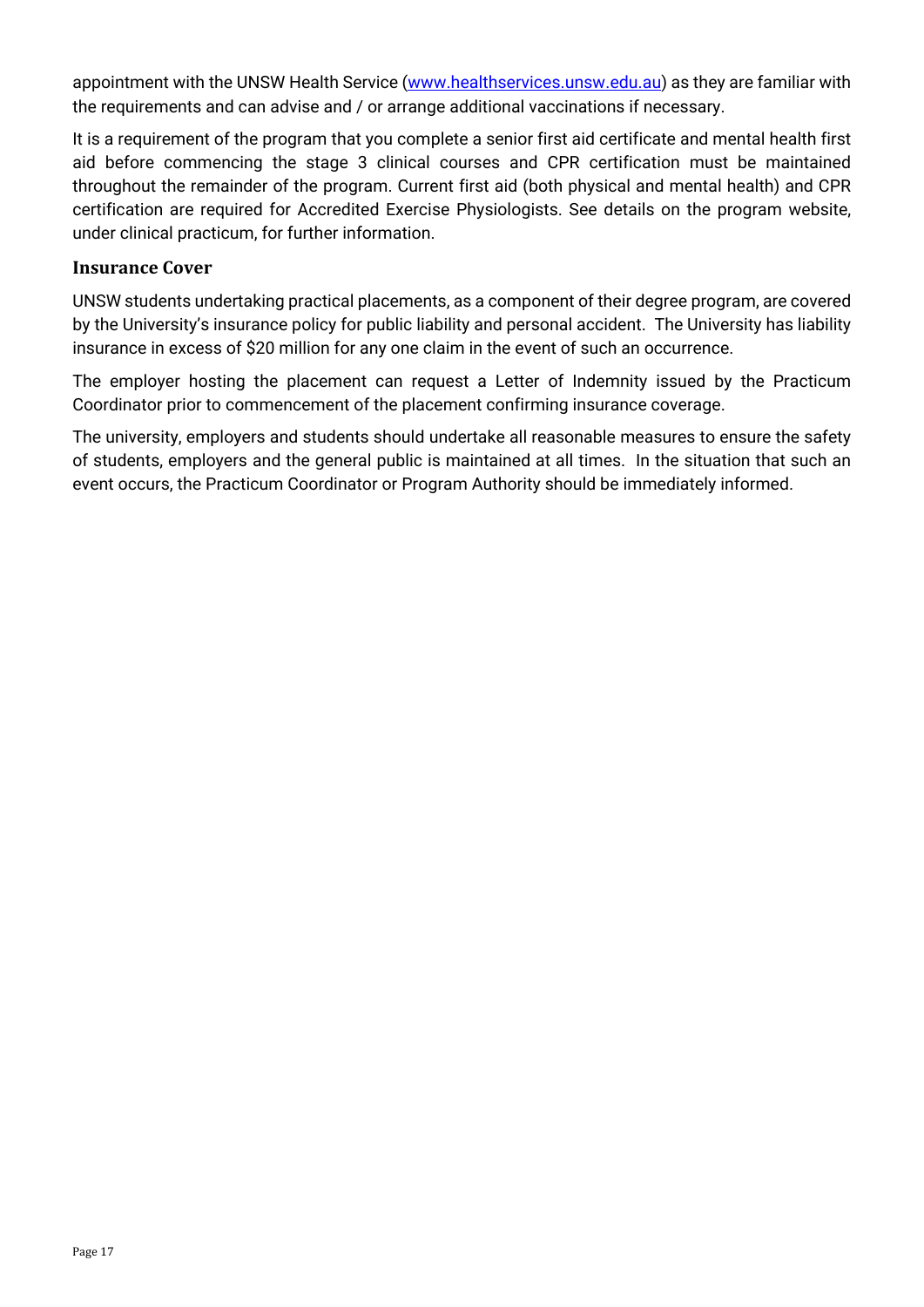appointment with the UNSW Health Service (www.healthservices.unsw.edu.au) as they are familiar with the requirements and can advise and / or arrange additional vaccinations if necessary.

It is a requirement of the program that you complete a senior first aid certificate and mental health first aid before commencing the stage 3 clinical courses and CPR certification must be maintained throughout the remainder of the program. Current first aid (both physical and mental health) and CPR certification are required for Accredited Exercise Physiologists. See details on the program website, under clinical practicum, for further information.

### Insurance Cover

UNSW students undertaking practical placements, as a component of their degree program, are covered by the University's insurance policy for public liability and personal accident. The University has liability insurance in excess of $20 million for any one claim in the event of such an occurrence.

The employer hosting the placement can request a Letter of Indemnity issued by the Practicum Coordinator prior to commencement of the placement confirming insurance coverage.

The university, employers and students should undertake all reasonable measures to ensure the safety of students, employers and the general public is maintained at all times. In the situation that such an event occurs, the Practicum Coordinator or Program Authority should be immediately informed.